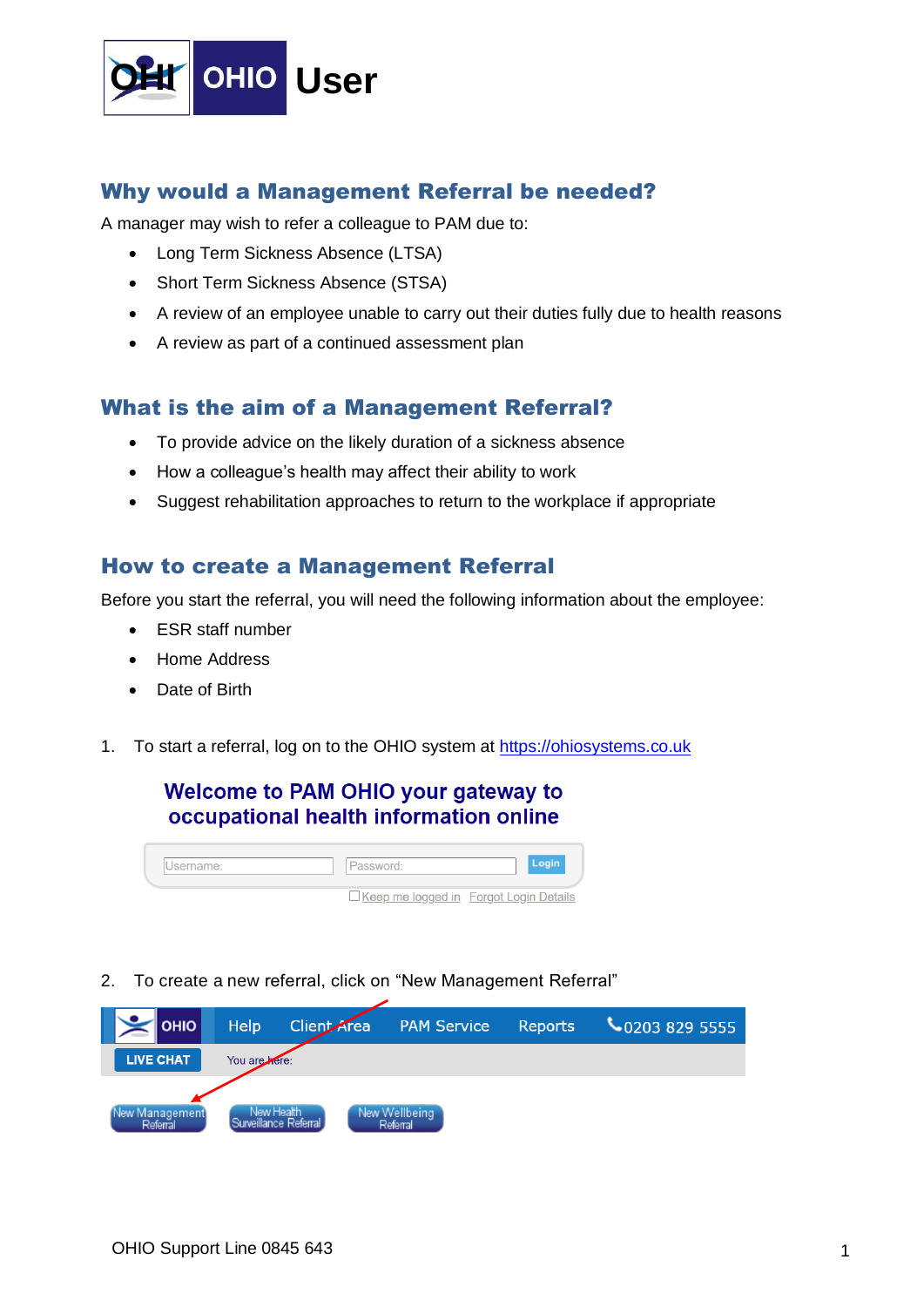# OHIO User

## Why would a Management Referral be needed?

A manager may wish to refer a colleague to PAM due to:

- Long Term Sickness Absence (LTSA)
- Short Term Sickness Absence (STSA)
- A review of an employee unable to carry out their duties fully due to health reasons
- A review as part of a continued assessment plan

## What is the aim of a Management Referral?

- To provide advice on the likely duration of a sickness absence
- How a colleague's health may affect their ability to work
- Suggest rehabilitation approaches to return to the workplace if appropriate

## How to create a Management Referral

Before you start the referral, you will need the following information about the employee:

- ESR staff number
- Home Address
- Date of Birth

1. To start a referral, log on to the OHIO system at https://ohiosystems.co.uk

Welcome to PAM OHIO your gateway to occupational health information online

Username: Password: Login

Keep me logged in Forgot Login Details

2. To create a new referral, click on "New Management Referral"

OHIO Help Client Area PAM Service Reports 0203 829 5555

LIVE CHAT You are here:

New Management Referral | New Health Surveillance Referral | New Wellbeing Referral

OHIO Support Line 0845 643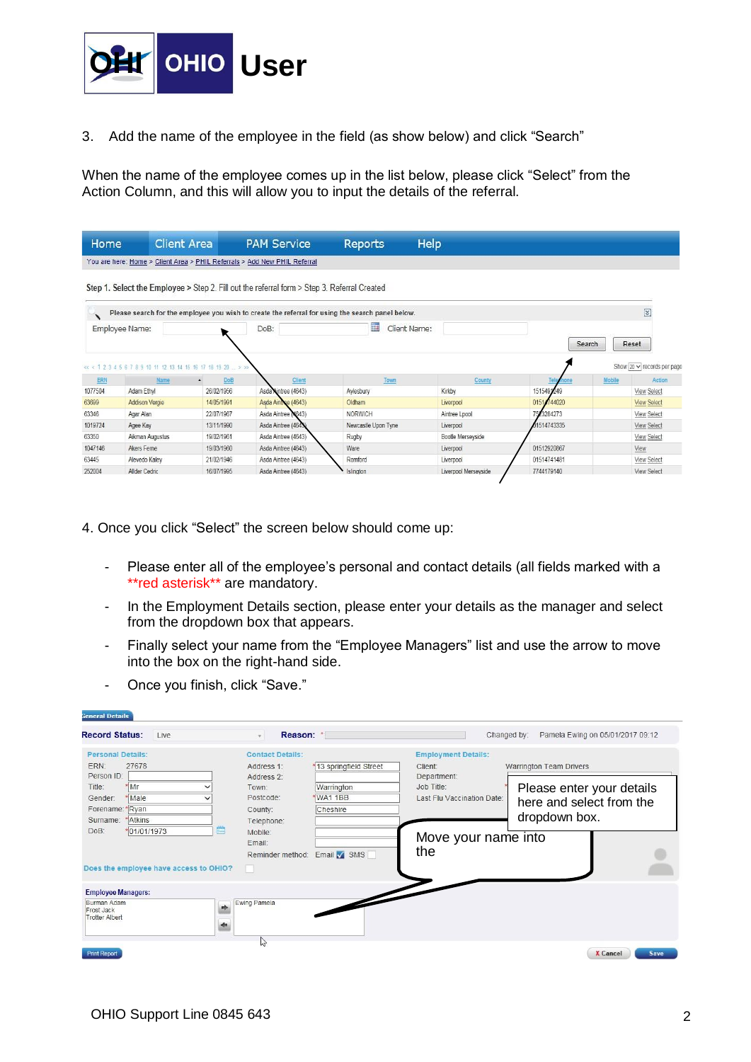3. Add the name of the employee in the field (as show below) and click "Search"

When the name of the employee comes up in the list below, please click "Select" from the Action Column, and this will allow you to input the details of the referral.

4. Once you click "Select" the screen below should come up:

- Please enter all of the employee's personal and contact details (all fields marked with a **red asterisk** are mandatory.
- In the Employment Details section, please enter your details as the manager and select from the dropdown box that appears.
- Finally select your name from the "Employee Managers" list and use the arrow to move into the box on the right-hand side.
- Once you finish, click "Save."

OHIO Support Line 0845 643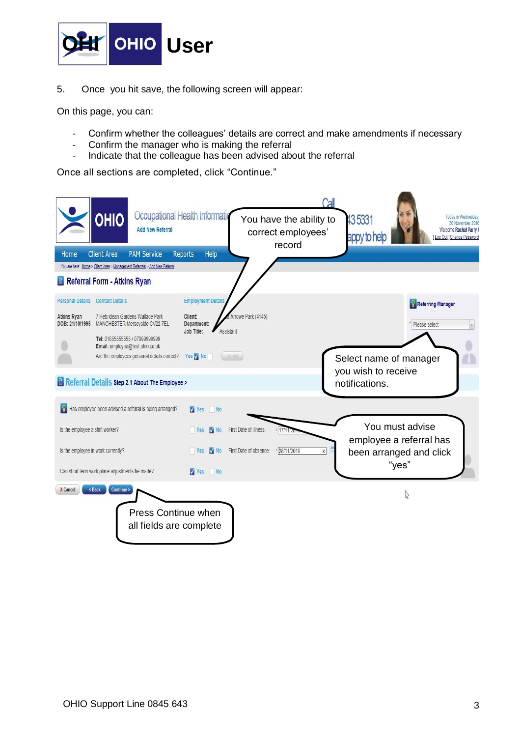5. Once you hit save, the following screen will appear:

On this page, you can:

- Confirm whether the colleagues' details are correct and make amendments if necessary
- Confirm the manager who is making the referral
- Indicate that the colleague has been advised about the referral

Once all sections are completed, click "Continue."

You have the ability to correct employees' record

Select name of manager you wish to receive notifications.

You must advise employee a referral has been arranged and click "yes"

Press Continue when all fields are complete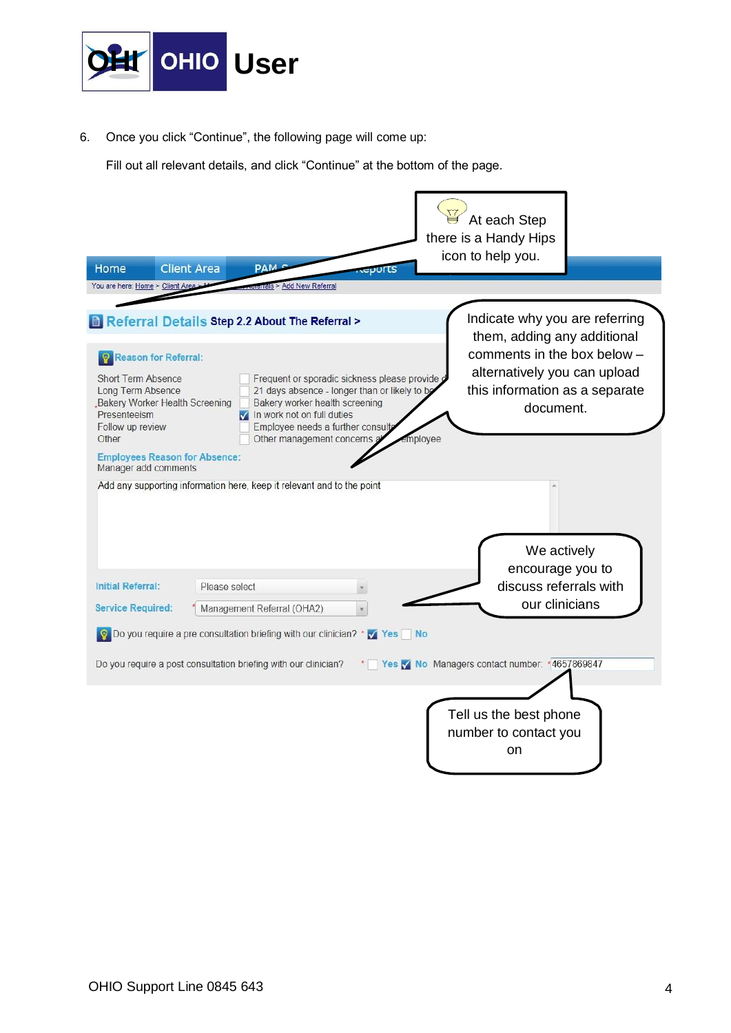6. Once you click "Continue", the following page will come up:

   Fill out all relevant details, and click "Continue" at the bottom of the page.

At each Step there is a Handy Hips icon to help you.

Home | Client Area | PAM S... | ...eports

You are here: Home > Client Area > ... > ...eferrals > Add New Referral

**Referral Details** Step 2.2 About The Referral >

Indicate why you are referring them, adding any additional comments in the box below – alternatively you can upload this information as a separate document.

**Reason for Referral:**

| | |
|---|---|
| Short Term Absence | ☐ Frequent or sporadic sickness please provide d... |
| Long Term Absence | ☐ 21 days absence - longer than or likely to be... |
| Bakery Worker Health Screening | ☐ Bakery worker health screening |
| Presenteeism | ☑ In work not on full duties |
| Follow up review | ☐ Employee needs a further consult... |
| Other | ☐ Other management concerns a... employee |

**Employees Reason for Absence:**
Manager add comments

Add any supporting information here, keep it relevant and to the point

We actively encourage you to discuss referrals with our clinicians

**Initial Referral:** Please select

**Service Required:** * Management Referral (OHA2)

Do you require a pre consultation briefing with our clinician? * ☑ Yes ☐ No

Do you require a post consultation briefing with our clinician? * ☐ Yes ☑ No Managers contact number: * 4657869847

Tell us the best phone number to contact you on

OHIO Support Line 0845 643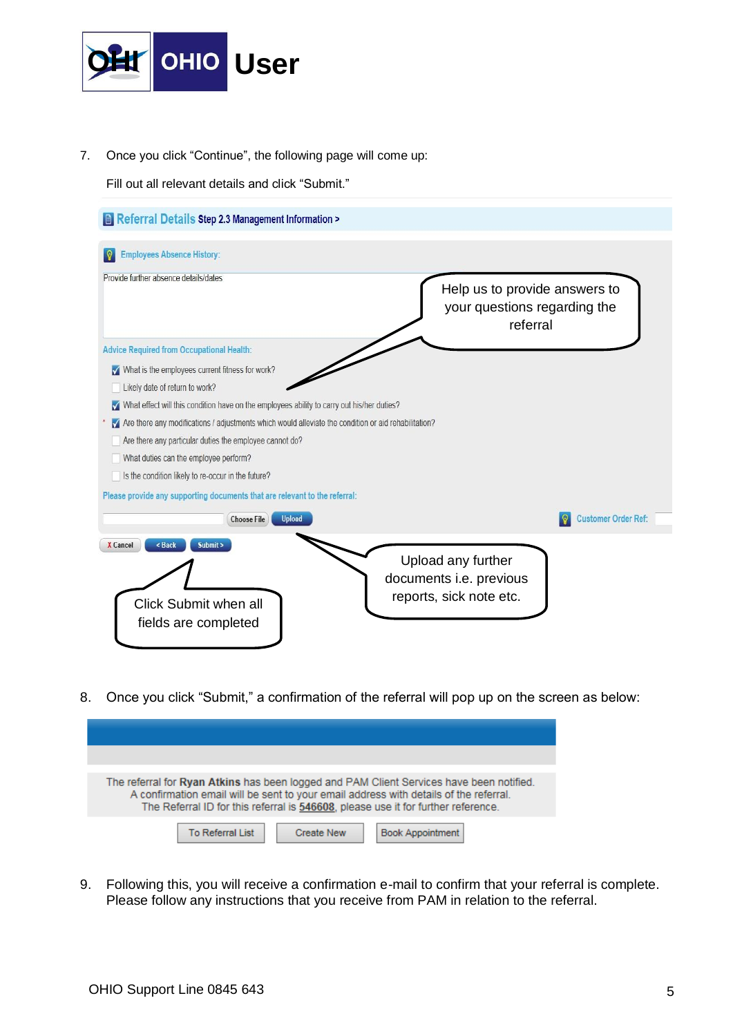7. Once you click "Continue", the following page will come up:

   Fill out all relevant details and click "Submit."

**Referral Details** Step 2.3 Management Information >

Employees Absence History:

Provide further absence details/dates

Help us to provide answers to your questions regarding the referral

Advice Required from Occupational Health:

- [x] What is the employees current fitness for work?
- [ ] Likely date of return to work?
- [x] What effect will this condition have on the employees ability to carry out his/her duties?
- [x] Are there any modifications / adjustments which would alleviate the condition or aid rehabilitation?
- [ ] Are there any particular duties the employee cannot do?
- [ ] What duties can the employee perform?
- [ ] Is the condition likely to re-occur in the future?

Please provide any supporting documents that are relevant to the referral:

Choose File | Upload | Customer Order Ref:

X Cancel | < Back | Submit >

Click Submit when all fields are completed

Upload any further documents i.e. previous reports, sick note etc.

8. Once you click "Submit," a confirmation of the referral will pop up on the screen as below:

The referral for **Ryan Atkins** has been logged and PAM Client Services have been notified.
A confirmation email will be sent to your email address with details of the referral.
The Referral ID for this referral is **546608**, please use it for further reference.

To Referral List | Create New | Book Appointment

9. Following this, you will receive a confirmation e-mail to confirm that your referral is complete. Please follow any instructions that you receive from PAM in relation to the referral.

OHIO Support Line 0845 643